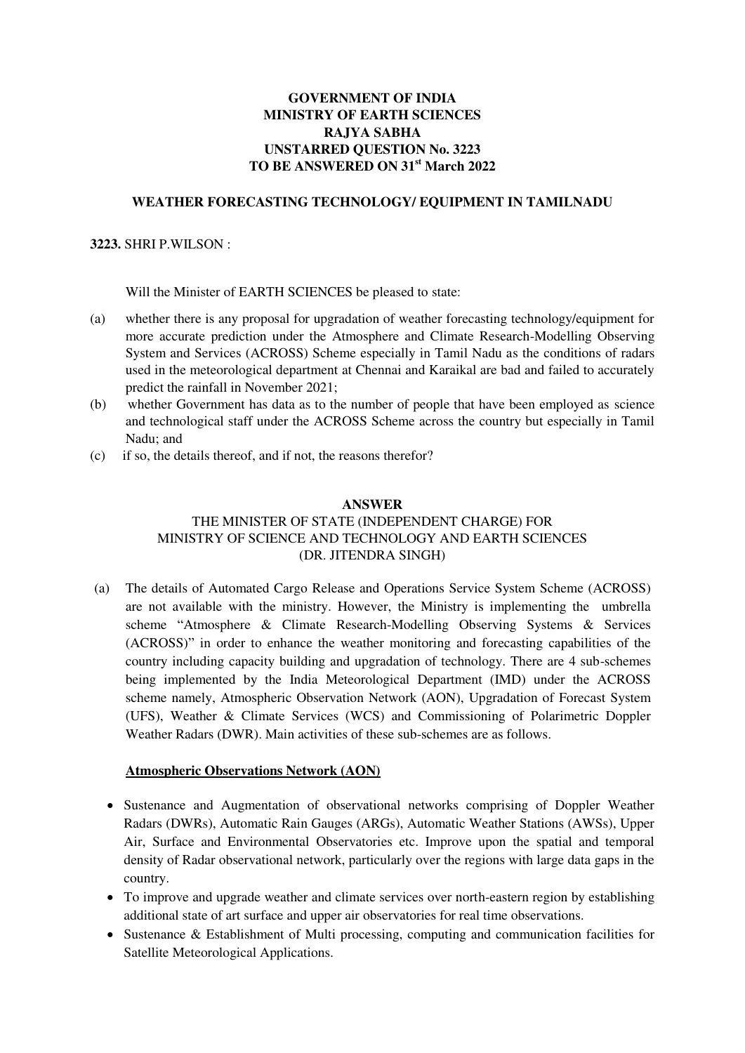**GOVERNMENT OF INDIA**
**MINISTRY OF EARTH SCIENCES**
**RAJYA SABHA**
**UNSTARRED QUESTION No. 3223**
**TO BE ANSWERED ON 31st March 2022**

**WEATHER FORECASTING TECHNOLOGY/ EQUIPMENT IN TAMILNADU**

**3223.** SHRI P.WILSON :

Will the Minister of EARTH SCIENCES be pleased to state:

(a) whether there is any proposal for upgradation of weather forecasting technology/equipment for more accurate prediction under the Atmosphere and Climate Research-Modelling Observing System and Services (ACROSS) Scheme especially in Tamil Nadu as the conditions of radars used in the meteorological department at Chennai and Karaikal are bad and failed to accurately predict the rainfall in November 2021;

(b) whether Government has data as to the number of people that have been employed as science and technological staff under the ACROSS Scheme across the country but especially in Tamil Nadu; and

(c) if so, the details thereof, and if not, the reasons therefor?

**ANSWER**

THE MINISTER OF STATE (INDEPENDENT CHARGE) FOR
MINISTRY OF SCIENCE AND TECHNOLOGY AND EARTH SCIENCES
(DR. JITENDRA SINGH)

(a) The details of Automated Cargo Release and Operations Service System Scheme (ACROSS) are not available with the ministry. However, the Ministry is implementing the umbrella scheme "Atmosphere & Climate Research-Modelling Observing Systems & Services (ACROSS)" in order to enhance the weather monitoring and forecasting capabilities of the country including capacity building and upgradation of technology. There are 4 sub-schemes being implemented by the India Meteorological Department (IMD) under the ACROSS scheme namely, Atmospheric Observation Network (AON), Upgradation of Forecast System (UFS), Weather & Climate Services (WCS) and Commissioning of Polarimetric Doppler Weather Radars (DWR). Main activities of these sub-schemes are as follows.

**Atmospheric Observations Network (AON)**

- Sustenance and Augmentation of observational networks comprising of Doppler Weather Radars (DWRs), Automatic Rain Gauges (ARGs), Automatic Weather Stations (AWSs), Upper Air, Surface and Environmental Observatories etc. Improve upon the spatial and temporal density of Radar observational network, particularly over the regions with large data gaps in the country.
- To improve and upgrade weather and climate services over north-eastern region by establishing additional state of art surface and upper air observatories for real time observations.
- Sustenance & Establishment of Multi processing, computing and communication facilities for Satellite Meteorological Applications.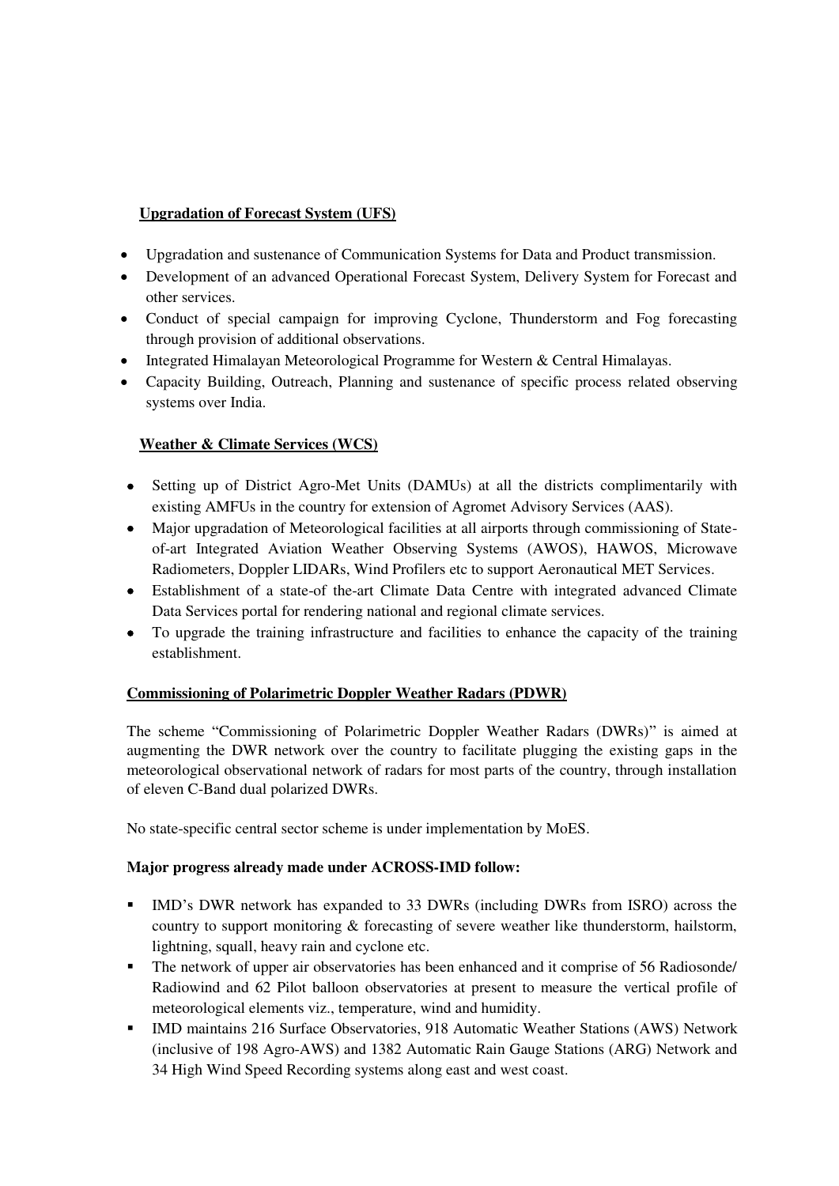**Upgradation of Forecast System (UFS)**

- Upgradation and sustenance of Communication Systems for Data and Product transmission.
- Development of an advanced Operational Forecast System, Delivery System for Forecast and other services.
- Conduct of special campaign for improving Cyclone, Thunderstorm and Fog forecasting through provision of additional observations.
- Integrated Himalayan Meteorological Programme for Western & Central Himalayas.
- Capacity Building, Outreach, Planning and sustenance of specific process related observing systems over India.

**Weather & Climate Services (WCS)**

- Setting up of District Agro-Met Units (DAMUs) at all the districts complimentarily with existing AMFUs in the country for extension of Agromet Advisory Services (AAS).
- Major upgradation of Meteorological facilities at all airports through commissioning of State-of-art Integrated Aviation Weather Observing Systems (AWOS), HAWOS, Microwave Radiometers, Doppler LIDARs, Wind Profilers etc to support Aeronautical MET Services.
- Establishment of a state-of the-art Climate Data Centre with integrated advanced Climate Data Services portal for rendering national and regional climate services.
- To upgrade the training infrastructure and facilities to enhance the capacity of the training establishment.

**Commissioning of Polarimetric Doppler Weather Radars (PDWR)**

The scheme "Commissioning of Polarimetric Doppler Weather Radars (DWRs)" is aimed at augmenting the DWR network over the country to facilitate plugging the existing gaps in the meteorological observational network of radars for most parts of the country, through installation of eleven C-Band dual polarized DWRs.

No state-specific central sector scheme is under implementation by MoES.

**Major progress already made under ACROSS-IMD follow:**

- IMD's DWR network has expanded to 33 DWRs (including DWRs from ISRO) across the country to support monitoring & forecasting of severe weather like thunderstorm, hailstorm, lightning, squall, heavy rain and cyclone etc.
- The network of upper air observatories has been enhanced and it comprise of 56 Radiosonde/ Radiowind and 62 Pilot balloon observatories at present to measure the vertical profile of meteorological elements viz., temperature, wind and humidity.
- IMD maintains 216 Surface Observatories, 918 Automatic Weather Stations (AWS) Network (inclusive of 198 Agro-AWS) and 1382 Automatic Rain Gauge Stations (ARG) Network and 34 High Wind Speed Recording systems along east and west coast.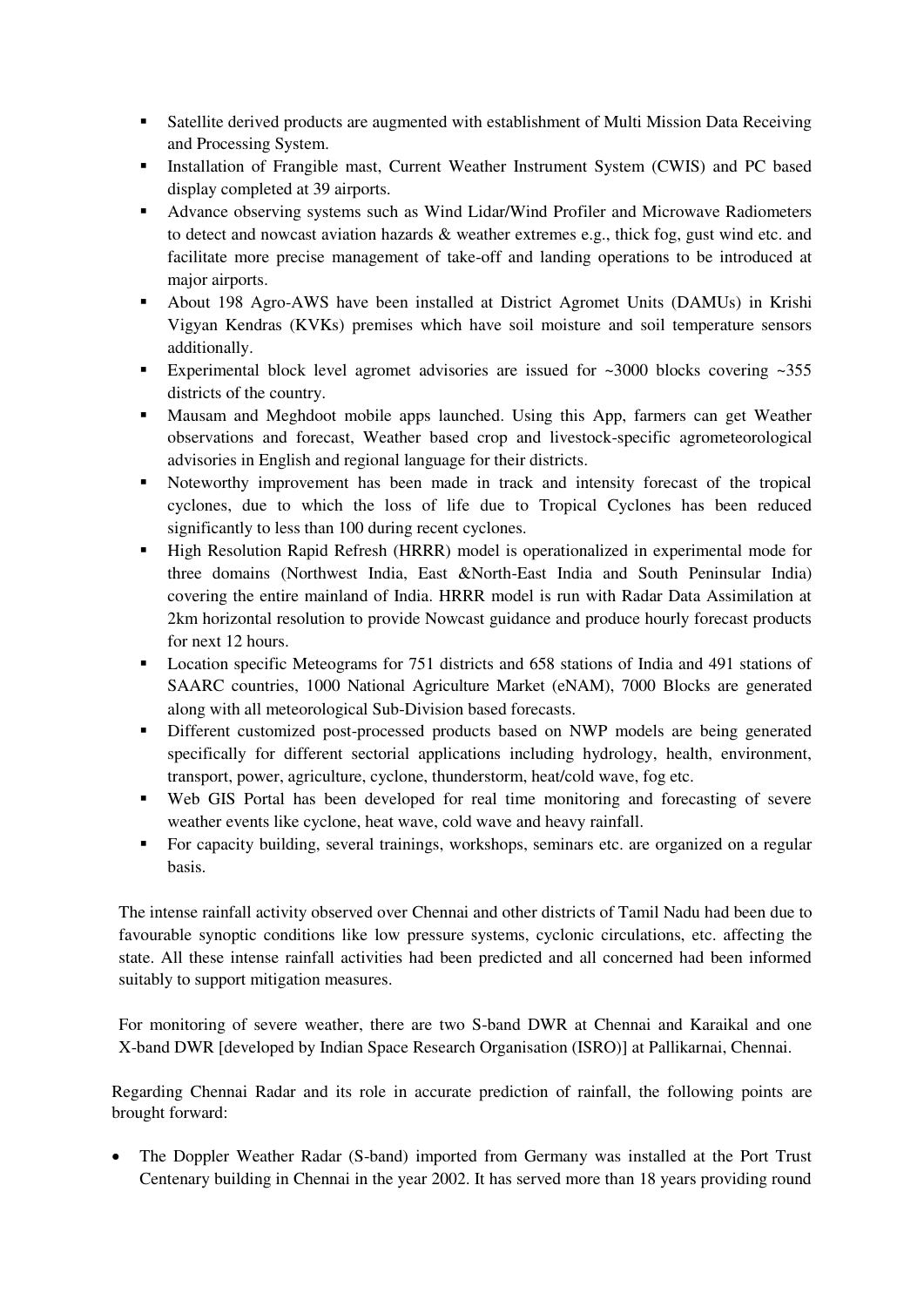- Satellite derived products are augmented with establishment of Multi Mission Data Receiving and Processing System.
- Installation of Frangible mast, Current Weather Instrument System (CWIS) and PC based display completed at 39 airports.
- Advance observing systems such as Wind Lidar/Wind Profiler and Microwave Radiometers to detect and nowcast aviation hazards & weather extremes e.g., thick fog, gust wind etc. and facilitate more precise management of take-off and landing operations to be introduced at major airports.
- About 198 Agro-AWS have been installed at District Agromet Units (DAMUs) in Krishi Vigyan Kendras (KVKs) premises which have soil moisture and soil temperature sensors additionally.
- Experimental block level agromet advisories are issued for ~3000 blocks covering ~355 districts of the country.
- Mausam and Meghdoot mobile apps launched. Using this App, farmers can get Weather observations and forecast, Weather based crop and livestock-specific agrometeorological advisories in English and regional language for their districts.
- Noteworthy improvement has been made in track and intensity forecast of the tropical cyclones, due to which the loss of life due to Tropical Cyclones has been reduced significantly to less than 100 during recent cyclones.
- High Resolution Rapid Refresh (HRRR) model is operationalized in experimental mode for three domains (Northwest India, East &North-East India and South Peninsular India) covering the entire mainland of India. HRRR model is run with Radar Data Assimilation at 2km horizontal resolution to provide Nowcast guidance and produce hourly forecast products for next 12 hours.
- Location specific Meteograms for 751 districts and 658 stations of India and 491 stations of SAARC countries, 1000 National Agriculture Market (eNAM), 7000 Blocks are generated along with all meteorological Sub-Division based forecasts.
- Different customized post-processed products based on NWP models are being generated specifically for different sectorial applications including hydrology, health, environment, transport, power, agriculture, cyclone, thunderstorm, heat/cold wave, fog etc.
- Web GIS Portal has been developed for real time monitoring and forecasting of severe weather events like cyclone, heat wave, cold wave and heavy rainfall.
- For capacity building, several trainings, workshops, seminars etc. are organized on a regular basis.

The intense rainfall activity observed over Chennai and other districts of Tamil Nadu had been due to favourable synoptic conditions like low pressure systems, cyclonic circulations, etc. affecting the state. All these intense rainfall activities had been predicted and all concerned had been informed suitably to support mitigation measures.

For monitoring of severe weather, there are two S-band DWR at Chennai and Karaikal and one X-band DWR [developed by Indian Space Research Organisation (ISRO)] at Pallikarnai, Chennai.

Regarding Chennai Radar and its role in accurate prediction of rainfall, the following points are brought forward:

- The Doppler Weather Radar (S-band) imported from Germany was installed at the Port Trust Centenary building in Chennai in the year 2002. It has served more than 18 years providing round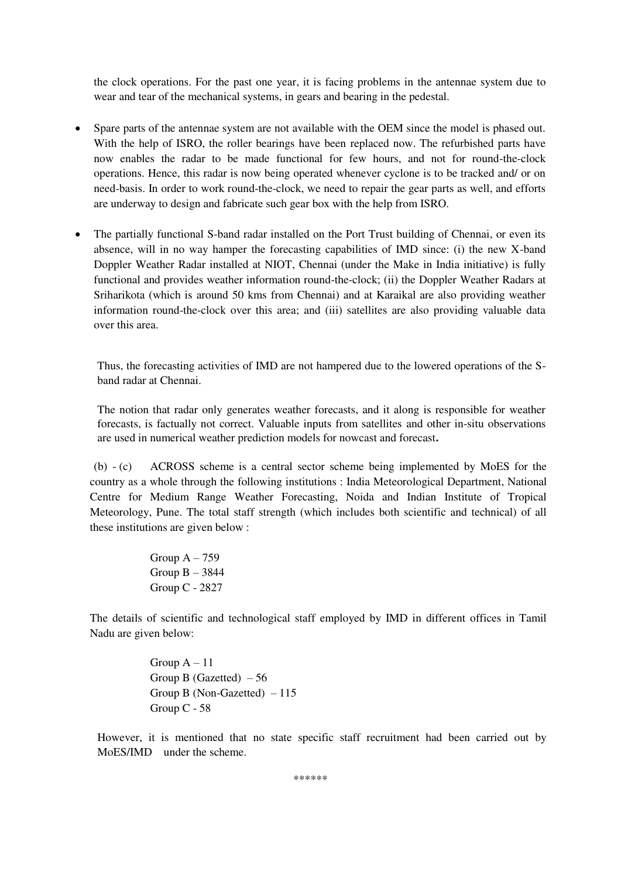the clock operations. For the past one year, it is facing problems in the antennae system due to wear and tear of the mechanical systems, in gears and bearing in the pedestal.

- Spare parts of the antennae system are not available with the OEM since the model is phased out. With the help of ISRO, the roller bearings have been replaced now. The refurbished parts have now enables the radar to be made functional for few hours, and not for round-the-clock operations. Hence, this radar is now being operated whenever cyclone is to be tracked and/ or on need-basis. In order to work round-the-clock, we need to repair the gear parts as well, and efforts are underway to design and fabricate such gear box with the help from ISRO.
- The partially functional S-band radar installed on the Port Trust building of Chennai, or even its absence, will in no way hamper the forecasting capabilities of IMD since: (i) the new X-band Doppler Weather Radar installed at NIOT, Chennai (under the Make in India initiative) is fully functional and provides weather information round-the-clock; (ii) the Doppler Weather Radars at Sriharikota (which is around 50 kms from Chennai) and at Karaikal are also providing weather information round-the-clock over this area; and (iii) satellites are also providing valuable data over this area.

Thus, the forecasting activities of IMD are not hampered due to the lowered operations of the S-band radar at Chennai.

The notion that radar only generates weather forecasts, and it along is responsible for weather forecasts, is factually not correct. Valuable inputs from satellites and other in-situ observations are used in numerical weather prediction models for nowcast and forecast**.**

(b) - (c) ACROSS scheme is a central sector scheme being implemented by MoES for the country as a whole through the following institutions : India Meteorological Department, National Centre for Medium Range Weather Forecasting, Noida and Indian Institute of Tropical Meteorology, Pune. The total staff strength (which includes both scientific and technical) of all these institutions are given below :

Group A – 759
Group B – 3844
Group C - 2827

The details of scientific and technological staff employed by IMD in different offices in Tamil Nadu are given below:

Group A – 11
Group B (Gazetted) – 56
Group B (Non-Gazetted) – 115
Group C - 58

However, it is mentioned that no state specific staff recruitment had been carried out by MoES/IMD under the scheme.

******